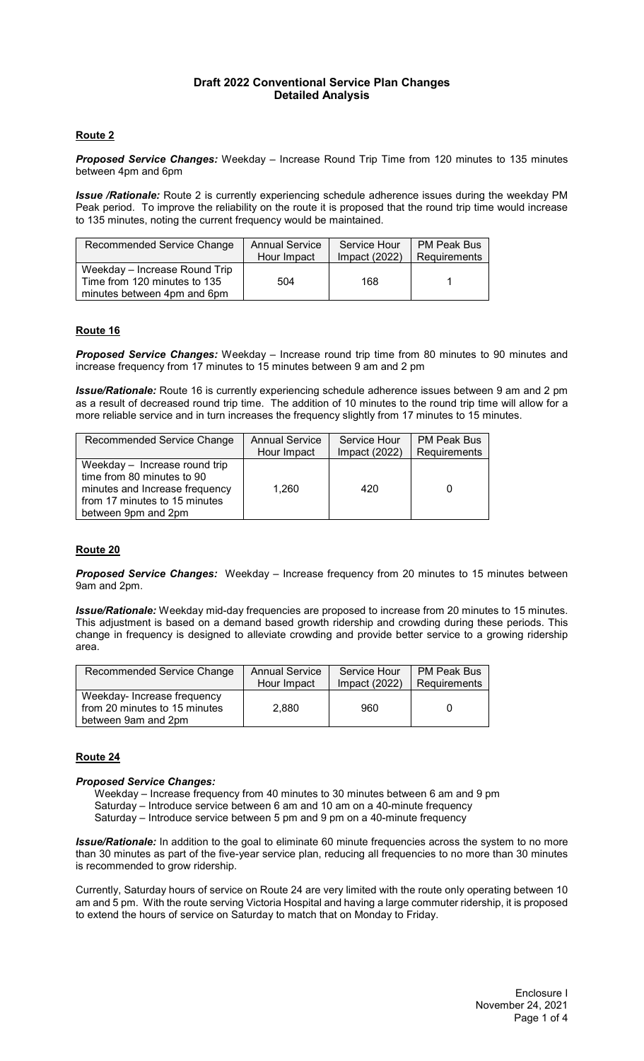# Draft 2022 Conventional Service Plan Changes
## Detailed Analysis

### Route 2

***Proposed Service Changes:*** Weekday – Increase Round Trip Time from 120 minutes to 135 minutes between 4pm and 6pm

***Issue /Rationale:*** Route 2 is currently experiencing schedule adherence issues during the weekday PM Peak period. To improve the reliability on the route it is proposed that the round trip time would increase to 135 minutes, noting the current frequency would be maintained.

| Recommended Service Change | Annual Service Hour Impact | Service Hour Impact (2022) | PM Peak Bus Requirements |
|---|---|---|---|
| Weekday – Increase Round Trip Time from 120 minutes to 135 minutes between 4pm and 6pm | 504 | 168 | 1 |

### Route 16

***Proposed Service Changes:*** Weekday – Increase round trip time from 80 minutes to 90 minutes and increase frequency from 17 minutes to 15 minutes between 9 am and 2 pm

***Issue/Rationale:*** Route 16 is currently experiencing schedule adherence issues between 9 am and 2 pm as a result of decreased round trip time. The addition of 10 minutes to the round trip time will allow for a more reliable service and in turn increases the frequency slightly from 17 minutes to 15 minutes.

| Recommended Service Change | Annual Service Hour Impact | Service Hour Impact (2022) | PM Peak Bus Requirements |
|---|---|---|---|
| Weekday – Increase round trip time from 80 minutes to 90 minutes and Increase frequency from 17 minutes to 15 minutes between 9pm and 2pm | 1,260 | 420 | 0 |

### Route 20

***Proposed Service Changes:*** Weekday – Increase frequency from 20 minutes to 15 minutes between 9am and 2pm.

***Issue/Rationale:*** Weekday mid-day frequencies are proposed to increase from 20 minutes to 15 minutes. This adjustment is based on a demand based growth ridership and crowding during these periods. This change in frequency is designed to alleviate crowding and provide better service to a growing ridership area.

| Recommended Service Change | Annual Service Hour Impact | Service Hour Impact (2022) | PM Peak Bus Requirements |
|---|---|---|---|
| Weekday- Increase frequency from 20 minutes to 15 minutes between 9am and 2pm | 2,880 | 960 | 0 |

### Route 24

***Proposed Service Changes:***

Weekday – Increase frequency from 40 minutes to 30 minutes between 6 am and 9 pm
Saturday – Introduce service between 6 am and 10 am on a 40-minute frequency
Saturday – Introduce service between 5 pm and 9 pm on a 40-minute frequency

***Issue/Rationale:*** In addition to the goal to eliminate 60 minute frequencies across the system to no more than 30 minutes as part of the five-year service plan, reducing all frequencies to no more than 30 minutes is recommended to grow ridership.

Currently, Saturday hours of service on Route 24 are very limited with the route only operating between 10 am and 5 pm. With the route serving Victoria Hospital and having a large commuter ridership, it is proposed to extend the hours of service on Saturday to match that on Monday to Friday.

Enclosure I
November 24, 2021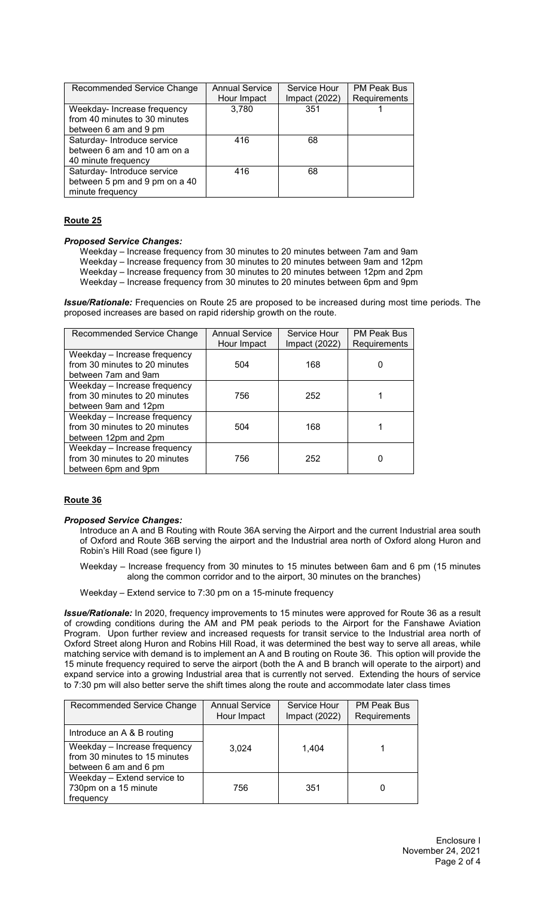| Recommended Service Change | Annual Service Hour Impact | Service Hour Impact (2022) | PM Peak Bus Requirements |
|---|---|---|---|
| Weekday- Increase frequency from 40 minutes to 30 minutes between 6 am and 9 pm | 3,780 | 351 | 1 |
| Saturday- Introduce service between 6 am and 10 am on a 40 minute frequency | 416 | 68 | |
| Saturday- Introduce service between 5 pm and 9 pm on a 40 minute frequency | 416 | 68 | |

## Route 25

***Proposed Service Changes:***

Weekday – Increase frequency from 30 minutes to 20 minutes between 7am and 9am
Weekday – Increase frequency from 30 minutes to 20 minutes between 9am and 12pm
Weekday – Increase frequency from 30 minutes to 20 minutes between 12pm and 2pm
Weekday – Increase frequency from 30 minutes to 20 minutes between 6pm and 9pm

***Issue/Rationale:*** Frequencies on Route 25 are proposed to be increased during most time periods. The proposed increases are based on rapid ridership growth on the route.

| Recommended Service Change | Annual Service Hour Impact | Service Hour Impact (2022) | PM Peak Bus Requirements |
|---|---|---|---|
| Weekday – Increase frequency from 30 minutes to 20 minutes between 7am and 9am | 504 | 168 | 0 |
| Weekday – Increase frequency from 30 minutes to 20 minutes between 9am and 12pm | 756 | 252 | 1 |
| Weekday – Increase frequency from 30 minutes to 20 minutes between 12pm and 2pm | 504 | 168 | 1 |
| Weekday – Increase frequency from 30 minutes to 20 minutes between 6pm and 9pm | 756 | 252 | 0 |

## Route 36

***Proposed Service Changes:***

Introduce an A and B Routing with Route 36A serving the Airport and the current Industrial area south of Oxford and Route 36B serving the airport and the Industrial area north of Oxford along Huron and Robin's Hill Road (see figure I)

Weekday – Increase frequency from 30 minutes to 15 minutes between 6am and 6 pm (15 minutes along the common corridor and to the airport, 30 minutes on the branches)

Weekday – Extend service to 7:30 pm on a 15-minute frequency

***Issue/Rationale:*** In 2020, frequency improvements to 15 minutes were approved for Route 36 as a result of crowding conditions during the AM and PM peak periods to the Airport for the Fanshawe Aviation Program. Upon further review and increased requests for transit service to the Industrial area north of Oxford Street along Huron and Robins Hill Road, it was determined the best way to serve all areas, while matching service with demand is to implement an A and B routing on Route 36. This option will provide the 15 minute frequency required to serve the airport (both the A and B branch will operate to the airport) and expand service into a growing Industrial area that is currently not served. Extending the hours of service to 7:30 pm will also better serve the shift times along the route and accommodate later class times

| Recommended Service Change | Annual Service Hour Impact | Service Hour Impact (2022) | PM Peak Bus Requirements |
|---|---|---|---|
| Introduce an A & B routing<br>Weekday – Increase frequency from 30 minutes to 15 minutes between 6 am and 6 pm | 3,024 | 1,404 | 1 |
| Weekday – Extend service to 730pm on a 15 minute frequency | 756 | 351 | 0 |

Enclosure I
November 24, 2021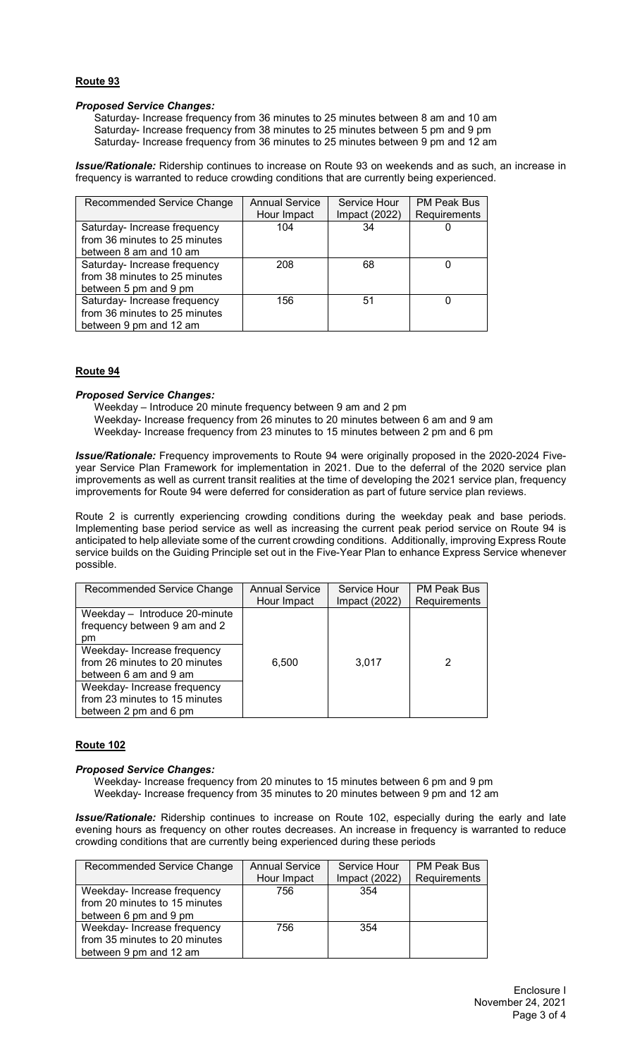## Route 93

### *Proposed Service Changes:*

Saturday- Increase frequency from 36 minutes to 25 minutes between 8 am and 10 am
Saturday- Increase frequency from 38 minutes to 25 minutes between 5 pm and 9 pm
Saturday- Increase frequency from 36 minutes to 25 minutes between 9 pm and 12 am

***Issue/Rationale:*** Ridership continues to increase on Route 93 on weekends and as such, an increase in frequency is warranted to reduce crowding conditions that are currently being experienced.

| Recommended Service Change | Annual Service Hour Impact | Service Hour Impact (2022) | PM Peak Bus Requirements |
|---|---|---|---|
| Saturday- Increase frequency from 36 minutes to 25 minutes between 8 am and 10 am | 104 | 34 | 0 |
| Saturday- Increase frequency from 38 minutes to 25 minutes between 5 pm and 9 pm | 208 | 68 | 0 |
| Saturday- Increase frequency from 36 minutes to 25 minutes between 9 pm and 12 am | 156 | 51 | 0 |

## Route 94

### *Proposed Service Changes:*

Weekday – Introduce 20 minute frequency between 9 am and 2 pm
Weekday- Increase frequency from 26 minutes to 20 minutes between 6 am and 9 am
Weekday- Increase frequency from 23 minutes to 15 minutes between 2 pm and 6 pm

***Issue/Rationale:*** Frequency improvements to Route 94 were originally proposed in the 2020-2024 Five-year Service Plan Framework for implementation in 2021. Due to the deferral of the 2020 service plan improvements as well as current transit realities at the time of developing the 2021 service plan, frequency improvements for Route 94 were deferred for consideration as part of future service plan reviews.

Route 2 is currently experiencing crowding conditions during the weekday peak and base periods. Implementing base period service as well as increasing the current peak period service on Route 94 is anticipated to help alleviate some of the current crowding conditions. Additionally, improving Express Route service builds on the Guiding Principle set out in the Five-Year Plan to enhance Express Service whenever possible.

| Recommended Service Change | Annual Service Hour Impact | Service Hour Impact (2022) | PM Peak Bus Requirements |
|---|---|---|---|
| Weekday – Introduce 20-minute frequency between 9 am and 2 pm<br>Weekday- Increase frequency from 26 minutes to 20 minutes between 6 am and 9 am<br>Weekday- Increase frequency from 23 minutes to 15 minutes between 2 pm and 6 pm | 6,500 | 3,017 | 2 |

## Route 102

### *Proposed Service Changes:*

Weekday- Increase frequency from 20 minutes to 15 minutes between 6 pm and 9 pm
Weekday- Increase frequency from 35 minutes to 20 minutes between 9 pm and 12 am

***Issue/Rationale:*** Ridership continues to increase on Route 102, especially during the early and late evening hours as frequency on other routes decreases. An increase in frequency is warranted to reduce crowding conditions that are currently being experienced during these periods

| Recommended Service Change | Annual Service Hour Impact | Service Hour Impact (2022) | PM Peak Bus Requirements |
|---|---|---|---|
| Weekday- Increase frequency from 20 minutes to 15 minutes between 6 pm and 9 pm | 756 | 354 | |
| Weekday- Increase frequency from 35 minutes to 20 minutes between 9 pm and 12 am | 756 | 354 | |

Enclosure I
November 24, 2021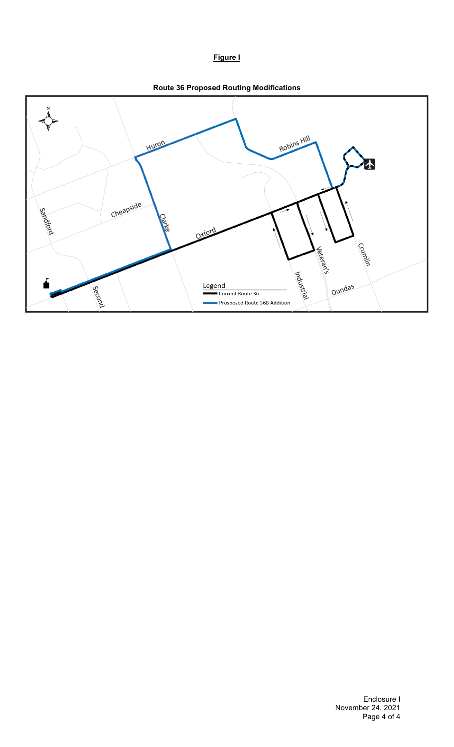**Figure I**

**Route 36 Proposed Routing Modifications**

N

Huron

Robins Hill

Sandford

Cheapside

Clarke

Oxford

Veteran's

Crumlin

Industrial

Dundas

Second

Legend

Current Route 36

Prosposed Route 36B Addition

Enclosure I
November 24, 2021